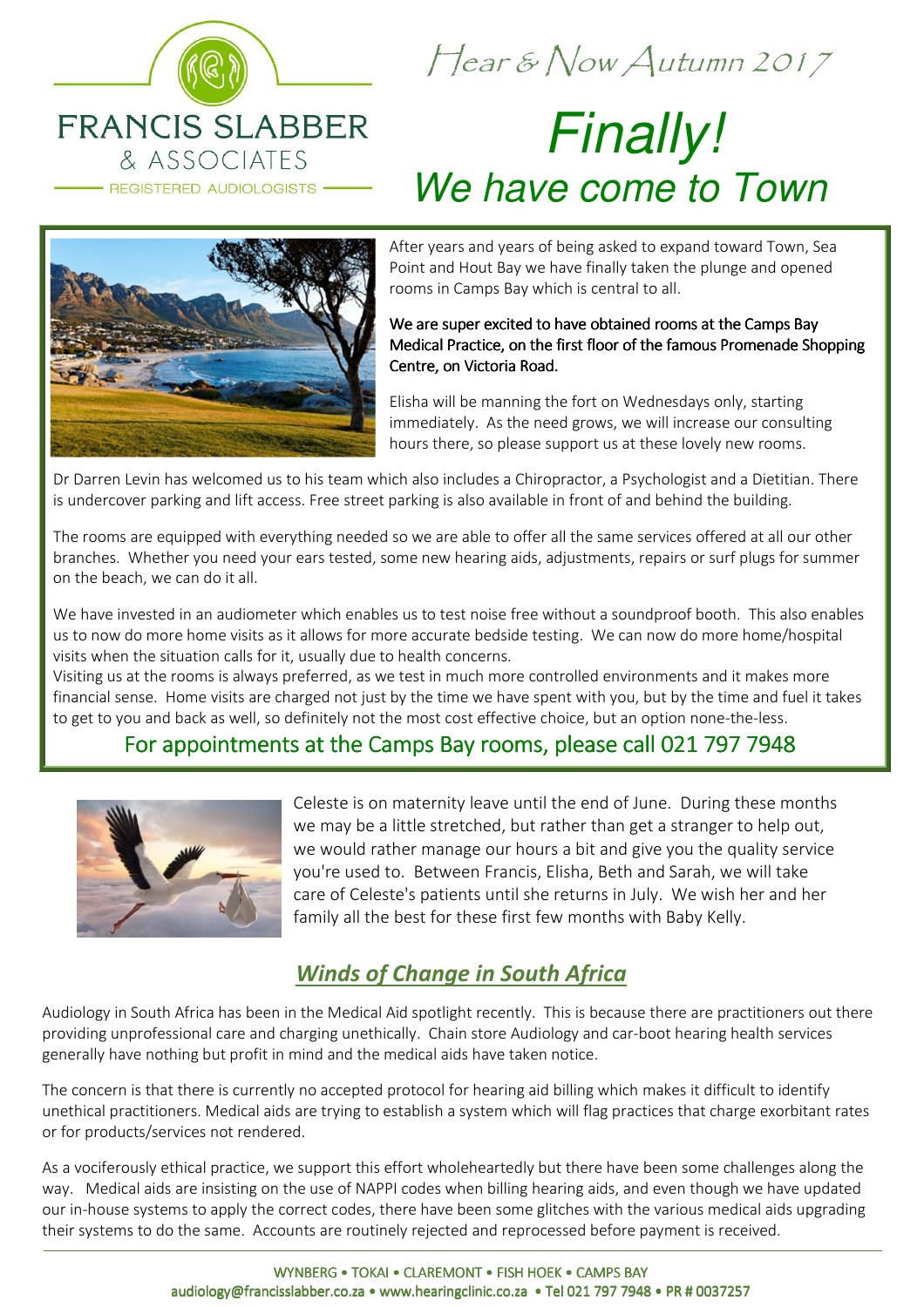FRANCIS SLABBER
& ASSOCIATES
REGISTERED AUDIOLOGISTS

*Hear & Now Autumn 2017*

# *Finally!*
## *We have come to Town*

After years and years of being asked to expand toward Town, Sea Point and Hout Bay we have finally taken the plunge and opened rooms in Camps Bay which is central to all.

We are super excited to have obtained rooms at the Camps Bay Medical Practice, on the first floor of the famous Promenade Shopping Centre, on Victoria Road.

Elisha will be manning the fort on Wednesdays only, starting immediately. As the need grows, we will increase our consulting hours there, so please support us at these lovely new rooms.

Dr Darren Levin has welcomed us to his team which also includes a Chiropractor, a Psychologist and a Dietitian. There is undercover parking and lift access. Free street parking is also available in front of and behind the building.

The rooms are equipped with everything needed so we are able to offer all the same services offered at all our other branches. Whether you need your ears tested, some new hearing aids, adjustments, repairs or surf plugs for summer on the beach, we can do it all.

We have invested in an audiometer which enables us to test noise free without a soundproof booth. This also enables us to now do more home visits as it allows for more accurate bedside testing. We can now do more home/hospital visits when the situation calls for it, usually due to health concerns.

Visiting us at the rooms is always preferred, as we test in much more controlled environments and it makes more financial sense. Home visits are charged not just by the time we have spent with you, but by the time and fuel it takes to get to you and back as well, so definitely not the most cost effective choice, but an option none-the-less.

**For appointments at the Camps Bay rooms, please call 021 797 7948**

Celeste is on maternity leave until the end of June. During these months we may be a little stretched, but rather than get a stranger to help out, we would rather manage our hours a bit and give you the quality service you're used to. Between Francis, Elisha, Beth and Sarah, we will take care of Celeste's patients until she returns in July. We wish her and her family all the best for these first few months with Baby Kelly.

## ***Winds of Change in South Africa***

Audiology in South Africa has been in the Medical Aid spotlight recently. This is because there are practitioners out there providing unprofessional care and charging unethically. Chain store Audiology and car-boot hearing health services generally have nothing but profit in mind and the medical aids have taken notice.

The concern is that there is currently no accepted protocol for hearing aid billing which makes it difficult to identify unethical practitioners. Medical aids are trying to establish a system which will flag practices that charge exorbitant rates or for products/services not rendered.

As a vociferously ethical practice, we support this effort wholeheartedly but there have been some challenges along the way. Medical aids are insisting on the use of NAPPI codes when billing hearing aids, and even though we have updated our in-house systems to apply the correct codes, there have been some glitches with the various medical aids upgrading their systems to do the same. Accounts are routinely rejected and reprocessed before payment is received.

WYNBERG • TOKAI • CLAREMONT • FISH HOEK • CAMPS BAY
audiology@francisslabber.co.za • www.hearingclinic.co.za • Tel 021 797 7948 • PR # 0037257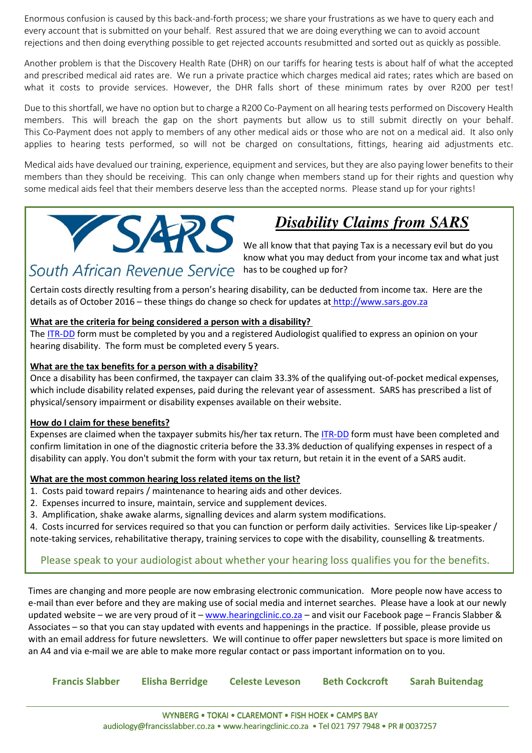Enormous confusion is caused by this back-and-forth process; we share your frustrations as we have to query each and every account that is submitted on your behalf. Rest assured that we are doing everything we can to avoid account rejections and then doing everything possible to get rejected accounts resubmitted and sorted out as quickly as possible.

Another problem is that the Discovery Health Rate (DHR) on our tariffs for hearing tests is about half of what the accepted and prescribed medical aid rates are. We run a private practice which charges medical aid rates; rates which are based on what it costs to provide services. However, the DHR falls short of these minimum rates by over R200 per test!

Due to this shortfall, we have no option but to charge a R200 Co-Payment on all hearing tests performed on Discovery Health members. This will breach the gap on the short payments but allow us to still submit directly on your behalf. This Co-Payment does not apply to members of any other medical aids or those who are not on a medical aid. It also only applies to hearing tests performed, so will not be charged on consultations, fittings, hearing aid adjustments etc.

Medical aids have devalued our training, experience, equipment and services, but they are also paying lower benefits to their members than they should be receiving. This can only change when members stand up for their rights and question why some medical aids feel that their members deserve less than the accepted norms. Please stand up for your rights!

SARS

South African Revenue Service

## *Disability Claims from SARS*

We all know that that paying Tax is a necessary evil but do you know what you may deduct from your income tax and what just has to be coughed up for?

Certain costs directly resulting from a person's hearing disability, can be deducted from income tax. Here are the details as of October 2016 – these things do change so check for updates at http://www.sars.gov.za

**What are the criteria for being considered a person with a disability?**

The ITR-DD form must be completed by you and a registered Audiologist qualified to express an opinion on your hearing disability. The form must be completed every 5 years.

**What are the tax benefits for a person with a disability?**

Once a disability has been confirmed, the taxpayer can claim 33.3% of the qualifying out-of-pocket medical expenses, which include disability related expenses, paid during the relevant year of assessment. SARS has prescribed a list of physical/sensory impairment or disability expenses available on their website.

**How do I claim for these benefits?**

Expenses are claimed when the taxpayer submits his/her tax return. The ITR-DD form must have been completed and confirm limitation in one of the diagnostic criteria before the 33.3% deduction of qualifying expenses in respect of a disability can apply. You don't submit the form with your tax return, but retain it in the event of a SARS audit.

**What are the most common hearing loss related items on the list?**

1. Costs paid toward repairs / maintenance to hearing aids and other devices.
2. Expenses incurred to insure, maintain, service and supplement devices.
3. Amplification, shake awake alarms, signalling devices and alarm system modifications.
4. Costs incurred for services required so that you can function or perform daily activities. Services like Lip-speaker / note-taking services, rehabilitative therapy, training services to cope with the disability, counselling & treatments.

Please speak to your audiologist about whether your hearing loss qualifies you for the benefits.

Times are changing and more people are now embrasing electronic communication. More people now have access to e-mail than ever before and they are making use of social media and internet searches. Please have a look at our newly updated website – we are very proud of it – www.hearingclinic.co.za – and visit our Facebook page – Francis Slabber & Associates – so that you can stay updated with events and happenings in the practice. If possible, please provide us with an email address for future newsletters. We will continue to offer paper newsletters but space is more limited on an A4 and via e-mail we are able to make more regular contact or pass important information on to you.

**Francis Slabber** **Elisha Berridge** **Celeste Leveson** **Beth Cockcroft** **Sarah Buitendag**

WYNBERG • TOKAI • CLAREMONT • FISH HOEK • CAMPS BAY

audiology@francisslabber.co.za • www.hearingclinic.co.za • Tel 021 797 7948 • PR # 0037257